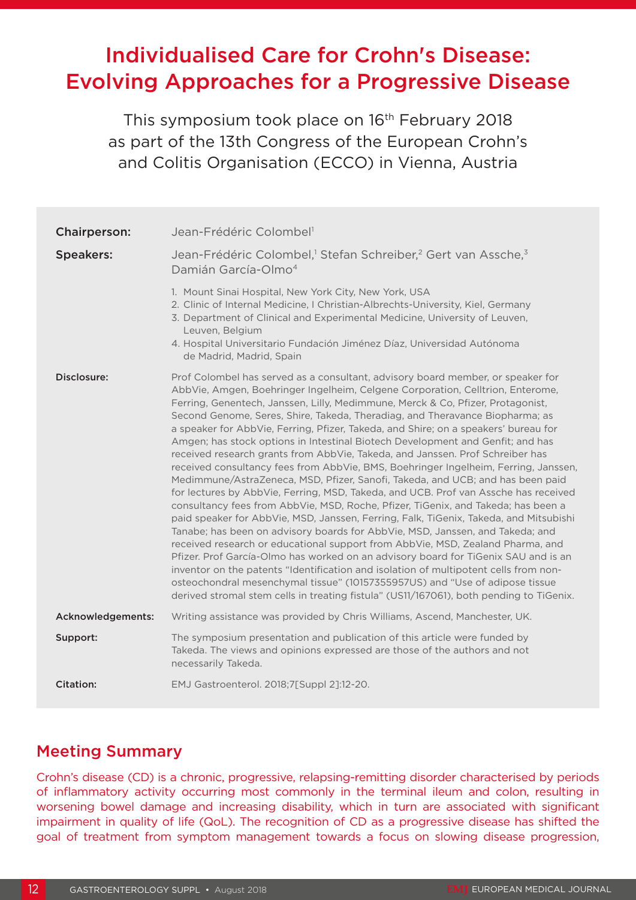# Individualised Care for Crohn's Disease: Evolving Approaches for a Progressive Disease

This symposium took place on 16th February 2018 as part of the 13th Congress of the European Crohn's and Colitis Organisation (ECCO) in Vienna, Austria

| | |
|---|---|
| **Chairperson:** | Jean-Frédéric Colombel[1] |
| **Speakers:** | Jean-Frédéric Colombel,[1] Stefan Schreiber,[2] Gert van Assche,[3] Damián García-Olmo[4] <br><br> 1. Mount Sinai Hospital, New York City, New York, USA <br> 2. Clinic of Internal Medicine, I Christian-Albrechts-University, Kiel, Germany <br> 3. Department of Clinical and Experimental Medicine, University of Leuven, Leuven, Belgium <br> 4. Hospital Universitario Fundación Jiménez Díaz, Universidad Autónoma de Madrid, Madrid, Spain |
| **Disclosure:** | Prof Colombel has served as a consultant, advisory board member, or speaker for AbbVie, Amgen, Boehringer Ingelheim, Celgene Corporation, Celltrion, Enterome, Ferring, Genentech, Janssen, Lilly, Medimmune, Merck & Co, Pfizer, Protagonist, Second Genome, Seres, Shire, Takeda, Theradiag, and Theravance Biopharma; as a speaker for AbbVie, Ferring, Pfizer, Takeda, and Shire; on a speakers' bureau for Amgen; has stock options in Intestinal Biotech Development and Genfit; and has received research grants from AbbVie, Takeda, and Janssen. Prof Schreiber has received consultancy fees from AbbVie, BMS, Boehringer Ingelheim, Ferring, Janssen, Medimmune/AstraZeneca, MSD, Pfizer, Sanofi, Takeda, and UCB; and has been paid for lectures by AbbVie, Ferring, MSD, Takeda, and UCB. Prof van Assche has received consultancy fees from AbbVie, MSD, Roche, Pfizer, TiGenix, and Takeda; has been a paid speaker for AbbVie, MSD, Janssen, Ferring, Falk, TiGenix, Takeda, and Mitsubishi Tanabe; has been on advisory boards for AbbVie, MSD, Janssen, and Takeda; and received research or educational support from AbbVie, MSD, Zealand Pharma, and Pfizer. Prof García-Olmo has worked on an advisory board for TiGenix SAU and is an inventor on the patents "Identification and isolation of multipotent cells from non-osteochondral mesenchymal tissue" (10157355957US) and "Use of adipose tissue derived stromal stem cells in treating fistula" (US11/167061), both pending to TiGenix. |
| **Acknowledgements:** | Writing assistance was provided by Chris Williams, Ascend, Manchester, UK. |
| **Support:** | The symposium presentation and publication of this article were funded by Takeda. The views and opinions expressed are those of the authors and not necessarily Takeda. |
| **Citation:** | EMJ Gastroenterol. 2018;7[Suppl 2]:12-20. |

## Meeting Summary

Crohn's disease (CD) is a chronic, progressive, relapsing-remitting disorder characterised by periods of inflammatory activity occurring most commonly in the terminal ileum and colon, resulting in worsening bowel damage and increasing disability, which in turn are associated with significant impairment in quality of life (QoL). The recognition of CD as a progressive disease has shifted the goal of treatment from symptom management towards a focus on slowing disease progression,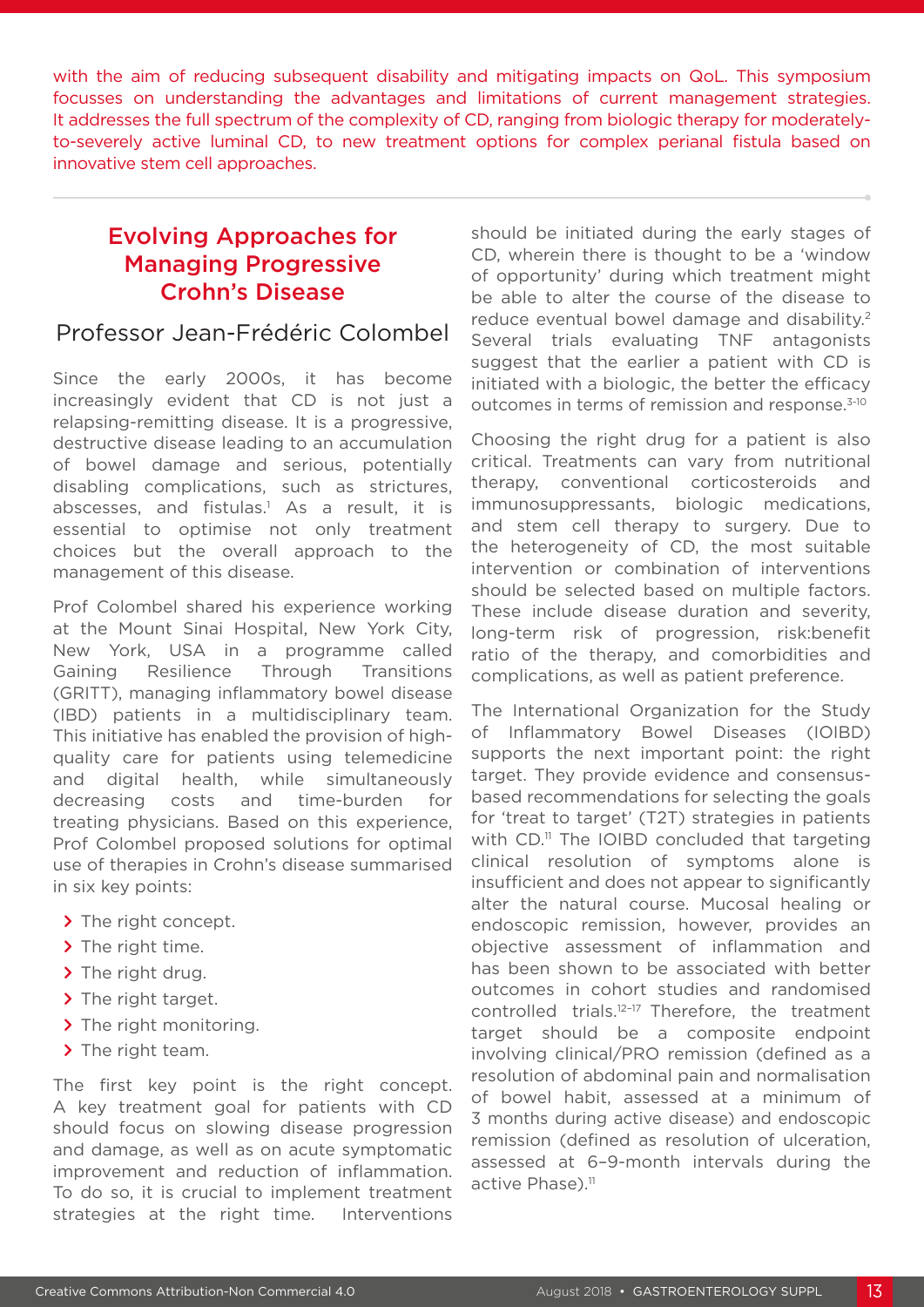with the aim of reducing subsequent disability and mitigating impacts on QoL. This symposium focusses on understanding the advantages and limitations of current management strategies. It addresses the full spectrum of the complexity of CD, ranging from biologic therapy for moderately-to-severely active luminal CD, to new treatment options for complex perianal fistula based on innovative stem cell approaches.

## Evolving Approaches for Managing Progressive Crohn's Disease

### Professor Jean-Frédéric Colombel

Since the early 2000s, it has become increasingly evident that CD is not just a relapsing-remitting disease. It is a progressive, destructive disease leading to an accumulation of bowel damage and serious, potentially disabling complications, such as strictures, abscesses, and fistulas.[1] As a result, it is essential to optimise not only treatment choices but the overall approach to the management of this disease.

Prof Colombel shared his experience working at the Mount Sinai Hospital, New York City, New York, USA in a programme called Gaining Resilience Through Transitions (GRITT), managing inflammatory bowel disease (IBD) patients in a multidisciplinary team. This initiative has enabled the provision of high-quality care for patients using telemedicine and digital health, while simultaneously decreasing costs and time-burden for treating physicians. Based on this experience, Prof Colombel proposed solutions for optimal use of therapies in Crohn's disease summarised in six key points:

- The right concept.
- The right time.
- The right drug.
- The right target.
- The right monitoring.
- The right team.

The first key point is the right concept. A key treatment goal for patients with CD should focus on slowing disease progression and damage, as well as on acute symptomatic improvement and reduction of inflammation. To do so, it is crucial to implement treatment strategies at the right time. Interventions should be initiated during the early stages of CD, wherein there is thought to be a 'window of opportunity' during which treatment might be able to alter the course of the disease to reduce eventual bowel damage and disability.[2] Several trials evaluating TNF antagonists suggest that the earlier a patient with CD is initiated with a biologic, the better the efficacy outcomes in terms of remission and response.[3-10]

Choosing the right drug for a patient is also critical. Treatments can vary from nutritional therapy, conventional corticosteroids and immunosuppressants, biologic medications, and stem cell therapy to surgery. Due to the heterogeneity of CD, the most suitable intervention or combination of interventions should be selected based on multiple factors. These include disease duration and severity, long-term risk of progression, risk:benefit ratio of the therapy, and comorbidities and complications, as well as patient preference.

The International Organization for the Study of Inflammatory Bowel Diseases (IOIBD) supports the next important point: the right target. They provide evidence and consensus-based recommendations for selecting the goals for 'treat to target' (T2T) strategies in patients with CD.[11] The IOIBD concluded that targeting clinical resolution of symptoms alone is insufficient and does not appear to significantly alter the natural course. Mucosal healing or endoscopic remission, however, provides an objective assessment of inflammation and has been shown to be associated with better outcomes in cohort studies and randomised controlled trials.[12-17] Therefore, the treatment target should be a composite endpoint involving clinical/PRO remission (defined as a resolution of abdominal pain and normalisation of bowel habit, assessed at a minimum of 3 months during active disease) and endoscopic remission (defined as resolution of ulceration, assessed at 6–9-month intervals during the active Phase).[11]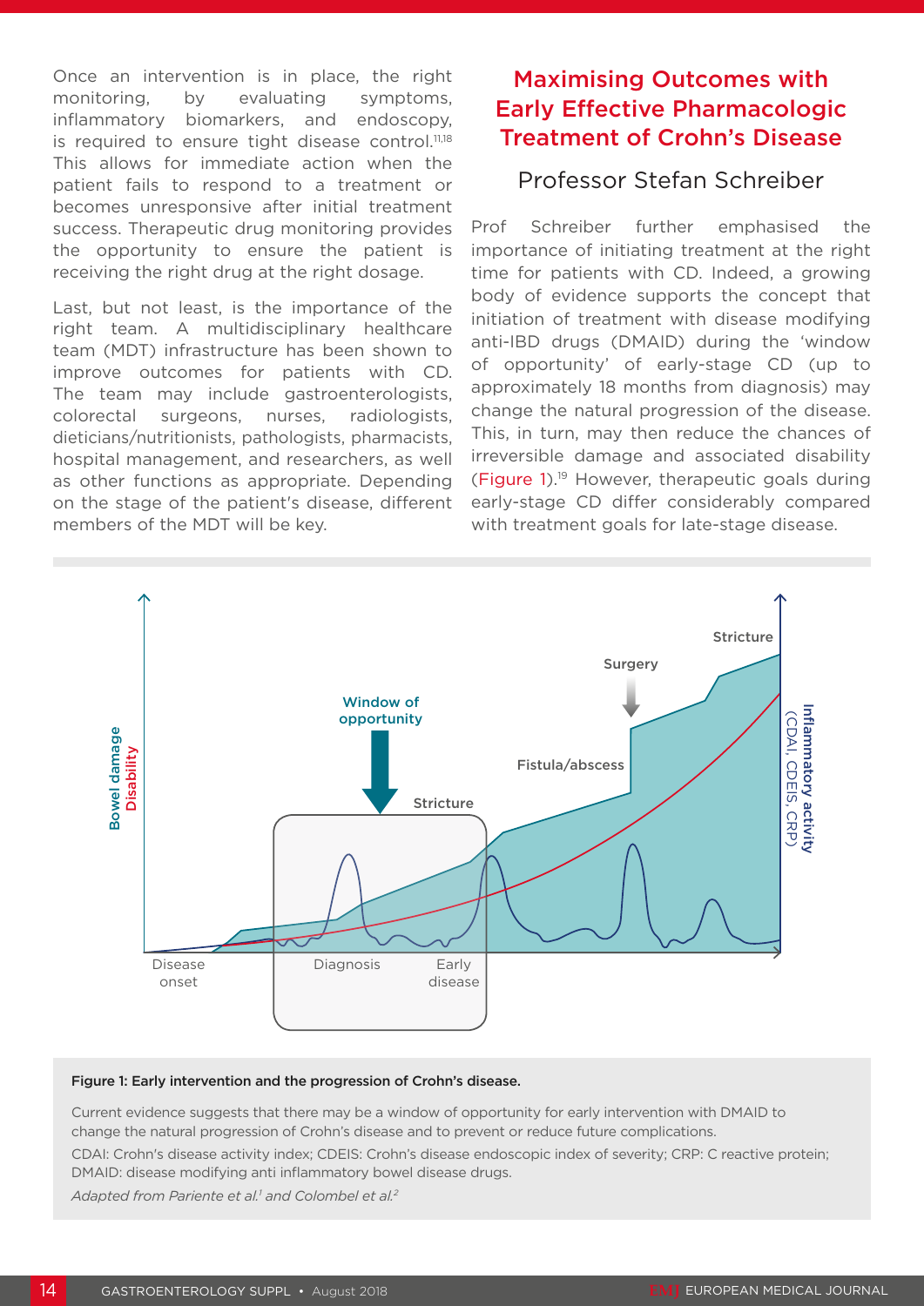Once an intervention is in place, the right monitoring, by evaluating symptoms, inflammatory biomarkers, and endoscopy, is required to ensure tight disease control.[11,18] This allows for immediate action when the patient fails to respond to a treatment or becomes unresponsive after initial treatment success. Therapeutic drug monitoring provides the opportunity to ensure the patient is receiving the right drug at the right dosage.

Last, but not least, is the importance of the right team. A multidisciplinary healthcare team (MDT) infrastructure has been shown to improve outcomes for patients with CD. The team may include gastroenterologists, colorectal surgeons, nurses, radiologists, dieticians/nutritionists, pathologists, pharmacists, hospital management, and researchers, as well as other functions as appropriate. Depending on the stage of the patient's disease, different members of the MDT will be key.

## Maximising Outcomes with Early Effective Pharmacologic Treatment of Crohn's Disease

### Professor Stefan Schreiber

Prof Schreiber further emphasised the importance of initiating treatment at the right time for patients with CD. Indeed, a growing body of evidence supports the concept that initiation of treatment with disease modifying anti-IBD drugs (DMAID) during the 'window of opportunity' of early-stage CD (up to approximately 18 months from diagnosis) may change the natural progression of the disease. This, in turn, may then reduce the chances of irreversible damage and associated disability (Figure 1).[19] However, therapeutic goals during early-stage CD differ considerably compared with treatment goals for late-stage disease.

**Figure 1: Early intervention and the progression of Crohn's disease.**

Current evidence suggests that there may be a window of opportunity for early intervention with DMAID to change the natural progression of Crohn's disease and to prevent or reduce future complications.

CDAI: Crohn's disease activity index; CDEIS: Crohn's disease endoscopic index of severity; CRP: C reactive protein; DMAID: disease modifying anti inflammatory bowel disease drugs.

*Adapted from Pariente et al.[1] and Colombel et al.[2]*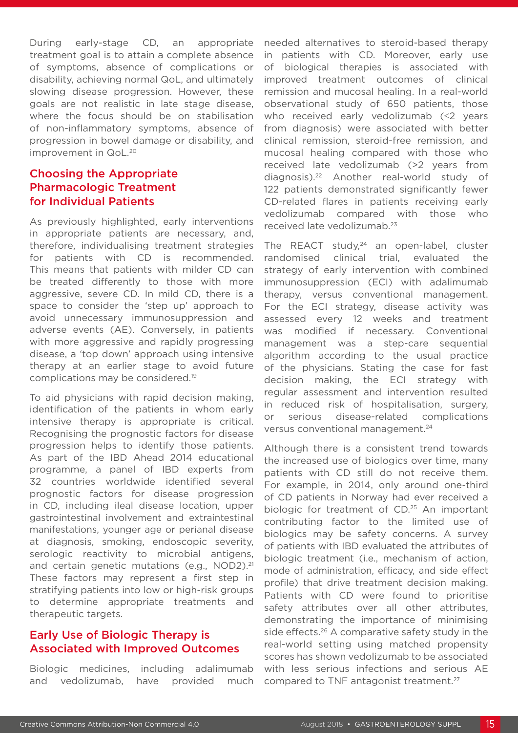During early-stage CD, an appropriate treatment goal is to attain a complete absence of symptoms, absence of complications or disability, achieving normal QoL, and ultimately slowing disease progression. However, these goals are not realistic in late stage disease, where the focus should be on stabilisation of non-inflammatory symptoms, absence of progression in bowel damage or disability, and improvement in QoL.[20]

## Choosing the Appropriate Pharmacologic Treatment for Individual Patients

As previously highlighted, early interventions in appropriate patients are necessary, and, therefore, individualising treatment strategies for patients with CD is recommended. This means that patients with milder CD can be treated differently to those with more aggressive, severe CD. In mild CD, there is a space to consider the 'step up' approach to avoid unnecessary immunosuppression and adverse events (AE). Conversely, in patients with more aggressive and rapidly progressing disease, a 'top down' approach using intensive therapy at an earlier stage to avoid future complications may be considered.[19]

To aid physicians with rapid decision making, identification of the patients in whom early intensive therapy is appropriate is critical. Recognising the prognostic factors for disease progression helps to identify those patients. As part of the IBD Ahead 2014 educational programme, a panel of IBD experts from 32 countries worldwide identified several prognostic factors for disease progression in CD, including ileal disease location, upper gastrointestinal involvement and extraintestinal manifestations, younger age or perianal disease at diagnosis, smoking, endoscopic severity, serologic reactivity to microbial antigens, and certain genetic mutations (e.g., NOD2).[21] These factors may represent a first step in stratifying patients into low or high-risk groups to determine appropriate treatments and therapeutic targets.

## Early Use of Biologic Therapy is Associated with Improved Outcomes

Biologic medicines, including adalimumab and vedolizumab, have provided much needed alternatives to steroid-based therapy in patients with CD. Moreover, early use of biological therapies is associated with improved treatment outcomes of clinical remission and mucosal healing. In a real-world observational study of 650 patients, those who received early vedolizumab (≤2 years from diagnosis) were associated with better clinical remission, steroid-free remission, and mucosal healing compared with those who received late vedolizumab (>2 years from diagnosis).[22] Another real-world study of 122 patients demonstrated significantly fewer CD-related flares in patients receiving early vedolizumab compared with those who received late vedolizumab.[23]

The REACT study,[24] an open-label, cluster randomised clinical trial, evaluated the strategy of early intervention with combined immunosuppression (ECI) with adalimumab therapy, versus conventional management. For the ECI strategy, disease activity was assessed every 12 weeks and treatment was modified if necessary. Conventional management was a step-care sequential algorithm according to the usual practice of the physicians. Stating the case for fast decision making, the ECI strategy with regular assessment and intervention resulted in reduced risk of hospitalisation, surgery, or serious disease-related complications versus conventional management.[24]

Although there is a consistent trend towards the increased use of biologics over time, many patients with CD still do not receive them. For example, in 2014, only around one-third of CD patients in Norway had ever received a biologic for treatment of CD.[25] An important contributing factor to the limited use of biologics may be safety concerns. A survey of patients with IBD evaluated the attributes of biologic treatment (i.e., mechanism of action, mode of administration, efficacy, and side effect profile) that drive treatment decision making. Patients with CD were found to prioritise safety attributes over all other attributes, demonstrating the importance of minimising side effects.[26] A comparative safety study in the real-world setting using matched propensity scores has shown vedolizumab to be associated with less serious infections and serious AE compared to TNF antagonist treatment.[27]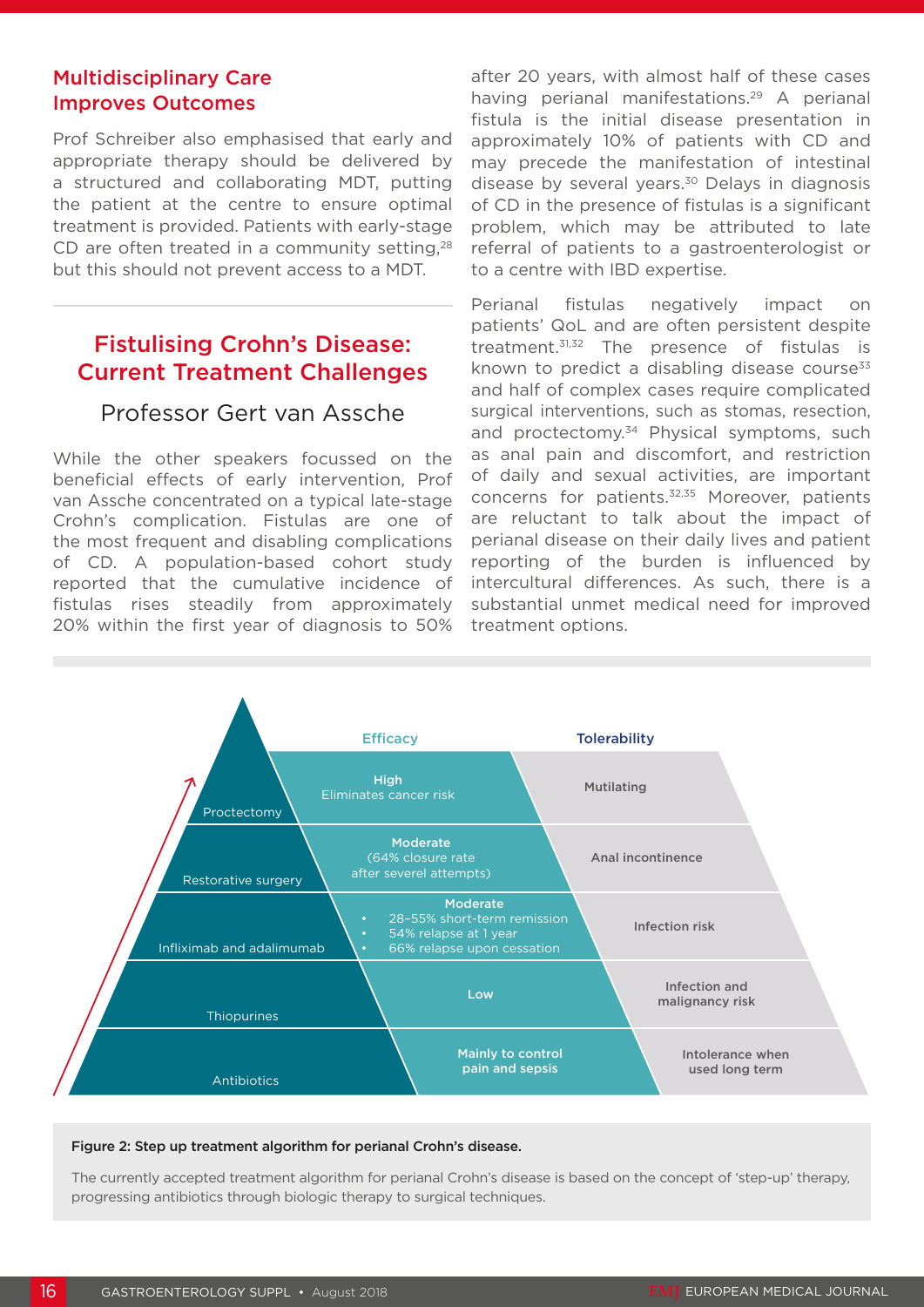## Multidisciplinary Care Improves Outcomes

Prof Schreiber also emphasised that early and appropriate therapy should be delivered by a structured and collaborating MDT, putting the patient at the centre to ensure optimal treatment is provided. Patients with early-stage CD are often treated in a community setting,[28] but this should not prevent access to a MDT.

## Fistulising Crohn's Disease: Current Treatment Challenges

### Professor Gert van Assche

While the other speakers focussed on the beneficial effects of early intervention, Prof van Assche concentrated on a typical late-stage Crohn's complication. Fistulas are one of the most frequent and disabling complications of CD. A population-based cohort study reported that the cumulative incidence of fistulas rises steadily from approximately 20% within the first year of diagnosis to 50% after 20 years, with almost half of these cases having perianal manifestations.[29] A perianal fistula is the initial disease presentation in approximately 10% of patients with CD and may precede the manifestation of intestinal disease by several years.[30] Delays in diagnosis of CD in the presence of fistulas is a significant problem, which may be attributed to late referral of patients to a gastroenterologist or to a centre with IBD expertise.

Perianal fistulas negatively impact on patients' QoL and are often persistent despite treatment.[31,32] The presence of fistulas is known to predict a disabling disease course[33] and half of complex cases require complicated surgical interventions, such as stomas, resection, and proctectomy.[34] Physical symptoms, such as anal pain and discomfort, and restriction of daily and sexual activities, are important concerns for patients.[32,35] Moreover, patients are reluctant to talk about the impact of perianal disease on their daily lives and patient reporting of the burden is influenced by intercultural differences. As such, there is a substantial unmet medical need for improved treatment options.

| Treatment | Efficacy | Tolerability |
|---|---|---|
| Proctectomy | High<br>Eliminates cancer risk | Mutilating |
| Restorative surgery | Moderate<br>(64% closure rate after severel attempts) | Anal incontinence |
| Infliximab and adalimumab | Moderate<br>• 28–55% short-term remission<br>• 54% relapse at 1 year<br>• 66% relapse upon cessation | Infection risk |
| Thiopurines | Low | Infection and malignancy risk |
| Antibiotics | Mainly to control pain and sepsis | Intolerance when used long term |

**Figure 2: Step up treatment algorithm for perianal Crohn's disease.**

The currently accepted treatment algorithm for perianal Crohn's disease is based on the concept of 'step-up' therapy, progressing antibiotics through biologic therapy to surgical techniques.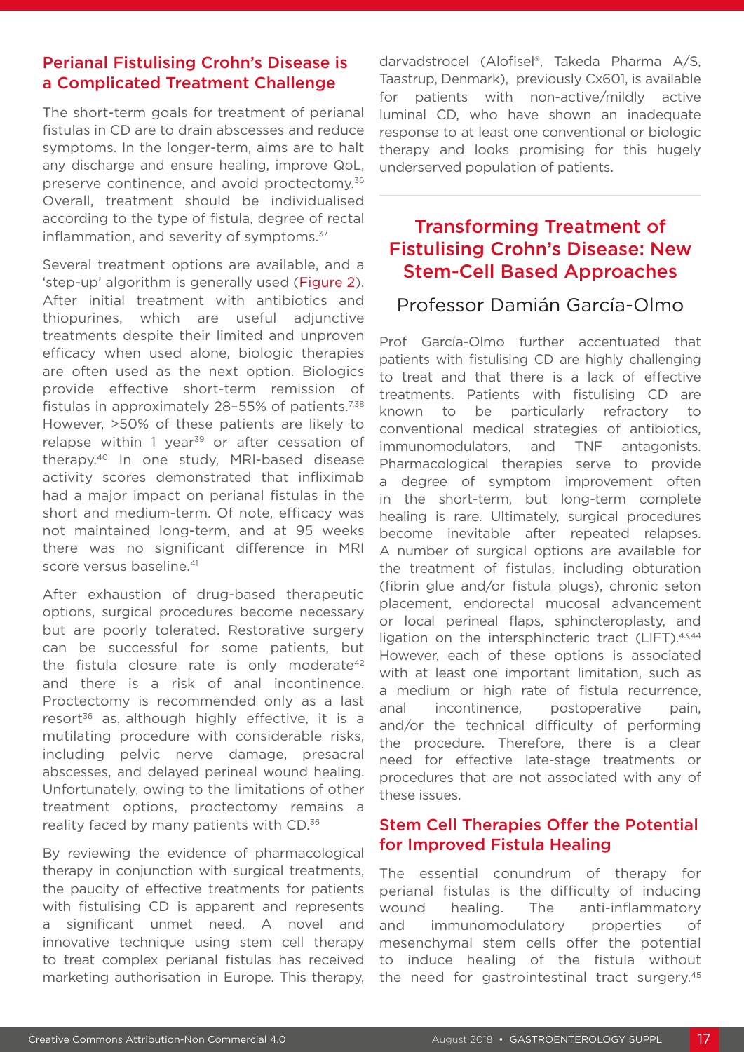## Perianal Fistulising Crohn's Disease is a Complicated Treatment Challenge

The short-term goals for treatment of perianal fistulas in CD are to drain abscesses and reduce symptoms. In the longer-term, aims are to halt any discharge and ensure healing, improve QoL, preserve continence, and avoid proctectomy.[36] Overall, treatment should be individualised according to the type of fistula, degree of rectal inflammation, and severity of symptoms.[37]

Several treatment options are available, and a 'step-up' algorithm is generally used (Figure 2). After initial treatment with antibiotics and thiopurines, which are useful adjunctive treatments despite their limited and unproven efficacy when used alone, biologic therapies are often used as the next option. Biologics provide effective short-term remission of fistulas in approximately 28–55% of patients.[7,38] However, >50% of these patients are likely to relapse within 1 year[39] or after cessation of therapy.[40] In one study, MRI-based disease activity scores demonstrated that infliximab had a major impact on perianal fistulas in the short and medium-term. Of note, efficacy was not maintained long-term, and at 95 weeks there was no significant difference in MRI score versus baseline.[41]

After exhaustion of drug-based therapeutic options, surgical procedures become necessary but are poorly tolerated. Restorative surgery can be successful for some patients, but the fistula closure rate is only moderate[42] and there is a risk of anal incontinence. Proctectomy is recommended only as a last resort[36] as, although highly effective, it is a mutilating procedure with considerable risks, including pelvic nerve damage, presacral abscesses, and delayed perineal wound healing. Unfortunately, owing to the limitations of other treatment options, proctectomy remains a reality faced by many patients with CD.[36]

By reviewing the evidence of pharmacological therapy in conjunction with surgical treatments, the paucity of effective treatments for patients with fistulising CD is apparent and represents a significant unmet need. A novel and innovative technique using stem cell therapy to treat complex perianal fistulas has received marketing authorisation in Europe. This therapy, darvadstrocel (Alofisel®, Takeda Pharma A/S, Taastrup, Denmark), previously Cx601, is available for patients with non-active/mildly active luminal CD, who have shown an inadequate response to at least one conventional or biologic therapy and looks promising for this hugely underserved population of patients.

# Transforming Treatment of Fistulising Crohn's Disease: New Stem-Cell Based Approaches

Professor Damián García-Olmo

Prof García-Olmo further accentuated that patients with fistulising CD are highly challenging to treat and that there is a lack of effective treatments. Patients with fistulising CD are known to be particularly refractory to conventional medical strategies of antibiotics, immunomodulators, and TNF antagonists. Pharmacological therapies serve to provide a degree of symptom improvement often in the short-term, but long-term complete healing is rare. Ultimately, surgical procedures become inevitable after repeated relapses. A number of surgical options are available for the treatment of fistulas, including obturation (fibrin glue and/or fistula plugs), chronic seton placement, endorectal mucosal advancement or local perineal flaps, sphincteroplasty, and ligation on the intersphincteric tract (LIFT).[43,44] However, each of these options is associated with at least one important limitation, such as a medium or high rate of fistula recurrence, anal incontinence, postoperative pain, and/or the technical difficulty of performing the procedure. Therefore, there is a clear need for effective late-stage treatments or procedures that are not associated with any of these issues.

## Stem Cell Therapies Offer the Potential for Improved Fistula Healing

The essential conundrum of therapy for perianal fistulas is the difficulty of inducing wound healing. The anti-inflammatory and immunomodulatory properties of mesenchymal stem cells offer the potential to induce healing of the fistula without the need for gastrointestinal tract surgery.[45]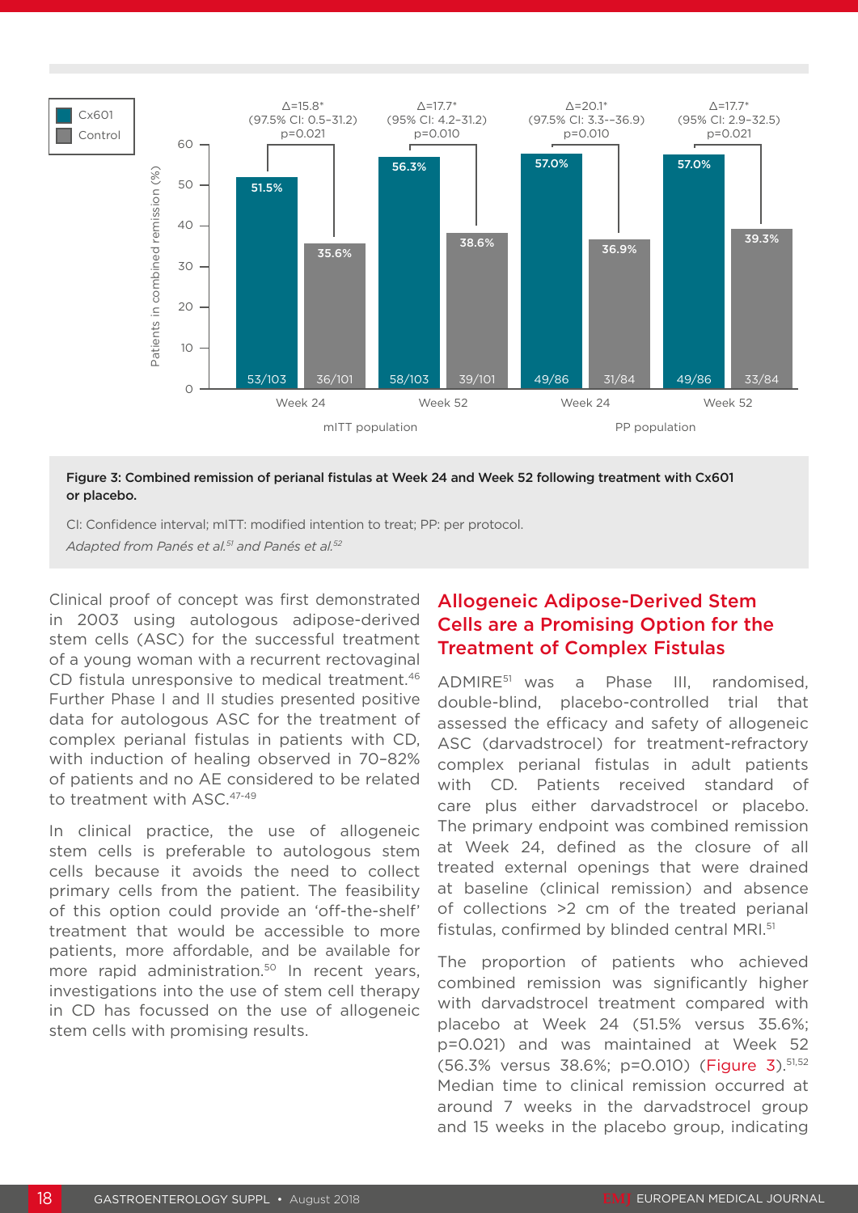Figure 3: Combined remission of perianal fistulas at Week 24 and Week 52 following treatment with Cx601 or placebo.

CI: Confidence interval; mITT: modified intention to treat; PP: per protocol.

*Adapted from Panés et al.[51] and Panés et al.[52]*

Clinical proof of concept was first demonstrated in 2003 using autologous adipose-derived stem cells (ASC) for the successful treatment of a young woman with a recurrent rectovaginal CD fistula unresponsive to medical treatment.[46] Further Phase I and II studies presented positive data for autologous ASC for the treatment of complex perianal fistulas in patients with CD, with induction of healing observed in 70–82% of patients and no AE considered to be related to treatment with ASC.[47-49]

In clinical practice, the use of allogeneic stem cells is preferable to autologous stem cells because it avoids the need to collect primary cells from the patient. The feasibility of this option could provide an 'off-the-shelf' treatment that would be accessible to more patients, more affordable, and be available for more rapid administration.[50] In recent years, investigations into the use of stem cell therapy in CD has focussed on the use of allogeneic stem cells with promising results.

## Allogeneic Adipose-Derived Stem Cells are a Promising Option for the Treatment of Complex Fistulas

ADMIRE[51] was a Phase III, randomised, double-blind, placebo-controlled trial that assessed the efficacy and safety of allogeneic ASC (darvadstrocel) for treatment-refractory complex perianal fistulas in adult patients with CD. Patients received standard of care plus either darvadstrocel or placebo. The primary endpoint was combined remission at Week 24, defined as the closure of all treated external openings that were drained at baseline (clinical remission) and absence of collections >2 cm of the treated perianal fistulas, confirmed by blinded central MRI.[51]

The proportion of patients who achieved combined remission was significantly higher with darvadstrocel treatment compared with placebo at Week 24 (51.5% versus 35.6%; p=0.021) and was maintained at Week 52 (56.3% versus 38.6%; p=0.010) (Figure 3).[51,52] Median time to clinical remission occurred at around 7 weeks in the darvadstrocel group and 15 weeks in the placebo group, indicating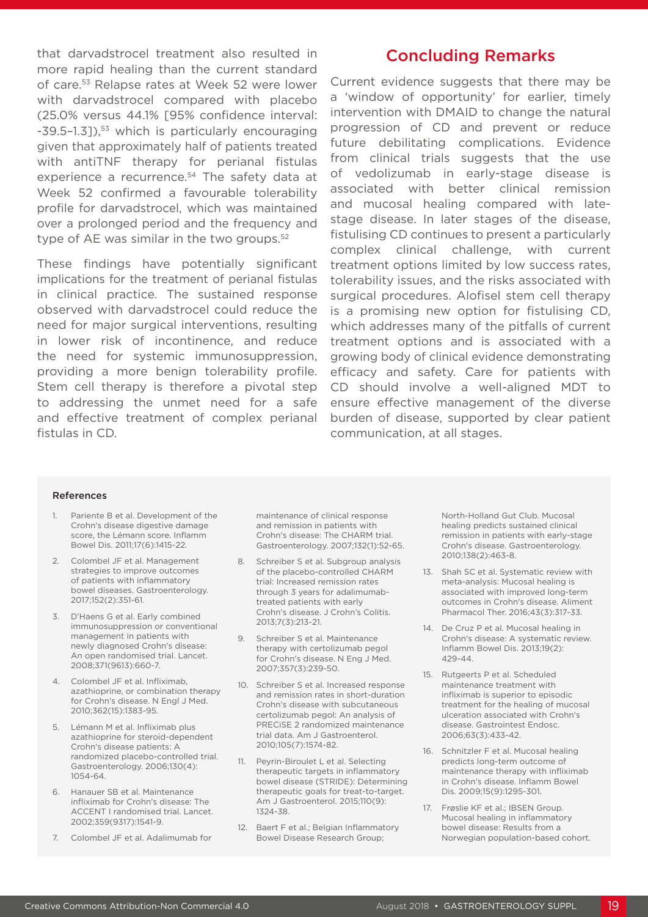that darvadstrocel treatment also resulted in more rapid healing than the current standard of care.[53] Relapse rates at Week 52 were lower with darvadstrocel compared with placebo (25.0% versus 44.1% [95% confidence interval: -39.5–1.3]),[53] which is particularly encouraging given that approximately half of patients treated with antiTNF therapy for perianal fistulas experience a recurrence.[54] The safety data at Week 52 confirmed a favourable tolerability profile for darvadstrocel, which was maintained over a prolonged period and the frequency and type of AE was similar in the two groups.[52]

These findings have potentially significant implications for the treatment of perianal fistulas in clinical practice. The sustained response observed with darvadstrocel could reduce the need for major surgical interventions, resulting in lower risk of incontinence, and reduce the need for systemic immunosuppression, providing a more benign tolerability profile. Stem cell therapy is therefore a pivotal step to addressing the unmet need for a safe and effective treatment of complex perianal fistulas in CD.

## Concluding Remarks

Current evidence suggests that there may be a 'window of opportunity' for earlier, timely intervention with DMAID to change the natural progression of CD and prevent or reduce future debilitating complications. Evidence from clinical trials suggests that the use of vedolizumab in early-stage disease is associated with better clinical remission and mucosal healing compared with late-stage disease. In later stages of the disease, fistulising CD continues to present a particularly complex clinical challenge, with current treatment options limited by low success rates, tolerability issues, and the risks associated with surgical procedures. Alofisel stem cell therapy is a promising new option for fistulising CD, which addresses many of the pitfalls of current treatment options and is associated with a growing body of clinical evidence demonstrating efficacy and safety. Care for patients with CD should involve a well-aligned MDT to ensure effective management of the diverse burden of disease, supported by clear patient communication, at all stages.

### References

1. Pariente B et al. Development of the Crohn's disease digestive damage score, the Lémann score. Inflamm Bowel Dis. 2011;17(6):1415-22.
2. Colombel JF et al. Management strategies to improve outcomes of patients with inflammatory bowel diseases. Gastroenterology. 2017;152(2):351-61.
3. D'Haens G et al. Early combined immunosuppression or conventional management in patients with newly diagnosed Crohn's disease: An open randomised trial. Lancet. 2008;371(9613):660-7.
4. Colombel JF et al. Infliximab, azathioprine, or combination therapy for Crohn's disease. N Engl J Med. 2010;362(15):1383-95.
5. Lémann M et al. Infliximab plus azathioprine for steroid-dependent Crohn's disease patients: A randomized placebo-controlled trial. Gastroenterology. 2006;130(4): 1054-64.
6. Hanauer SB et al. Maintenance infliximab for Crohn's disease: The ACCENT I randomised trial. Lancet. 2002;359(9317):1541-9.
7. Colombel JF et al. Adalimumab for maintenance of clinical response and remission in patients with Crohn's disease: The CHARM trial. Gastroenterology. 2007;132(1):52-65.
8. Schreiber S et al. Subgroup analysis of the placebo-controlled CHARM trial: Increased remission rates through 3 years for adalimumab-treated patients with early Crohn's disease. J Crohn's Colitis. 2013;7(3):213-21.
9. Schreiber S et al. Maintenance therapy with certolizumab pegol for Crohn's disease. N Eng J Med. 2007;357(3):239-50.
10. Schreiber S et al. Increased response and remission rates in short-duration Crohn's disease with subcutaneous certolizumab pegol: An analysis of PRECiSE 2 randomized maintenance trial data. Am J Gastroenterol. 2010;105(7):1574-82.
11. Peyrin-Biroulet L et al. Selecting therapeutic targets in inflammatory bowel disease (STRIDE): Determining therapeutic goals for treat-to-target. Am J Gastroenterol. 2015;110(9): 1324-38.
12. Baert F et al.; Belgian Inflammatory Bowel Disease Research Group; North-Holland Gut Club. Mucosal healing predicts sustained clinical remission in patients with early-stage Crohn's disease. Gastroenterology. 2010;138(2):463-8.
13. Shah SC et al. Systematic review with meta-analysis: Mucosal healing is associated with improved long-term outcomes in Crohn's disease. Aliment Pharmacol Ther. 2016;43(3):317-33.
14. De Cruz P et al. Mucosal healing in Crohn's disease: A systematic review. Inflamm Bowel Dis. 2013;19(2): 429-44.
15. Rutgeerts P et al. Scheduled maintenance treatment with infliximab is superior to episodic treatment for the healing of mucosal ulceration associated with Crohn's disease. Gastrointest Endosc. 2006;63(3):433-42.
16. Schnitzler F et al. Mucosal healing predicts long-term outcome of maintenance therapy with infliximab in Crohn's disease. Inflamm Bowel Dis. 2009;15(9):1295-301.
17. Frøslie KF et al.; IBSEN Group. Mucosal healing in inflammatory bowel disease: Results from a Norwegian population-based cohort.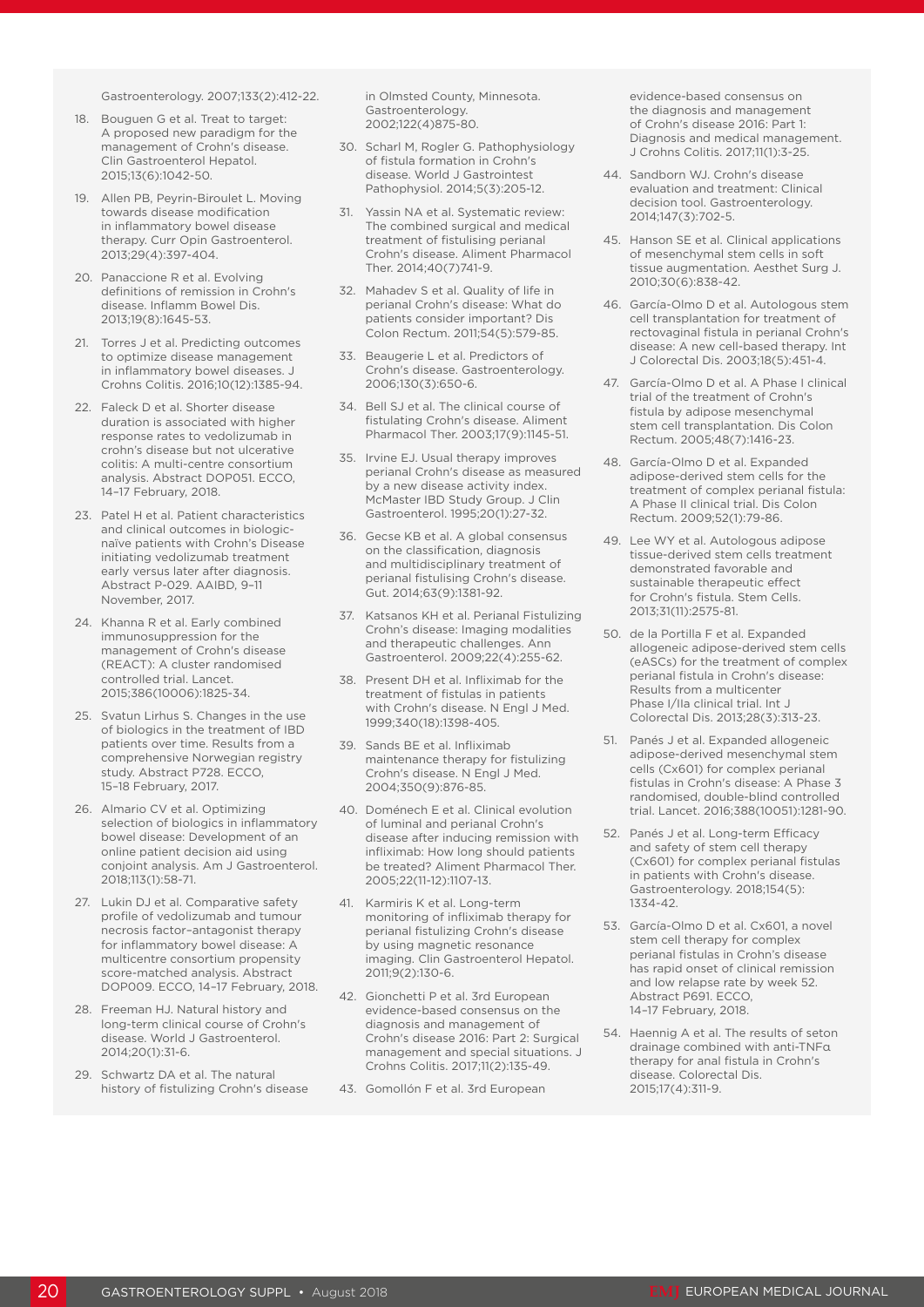Gastroenterology. 2007;133(2):412-22.

18. Bouguen G et al. Treat to target: A proposed new paradigm for the management of Crohn's disease. Clin Gastroenterol Hepatol. 2015;13(6):1042-50.
19. Allen PB, Peyrin-Biroulet L. Moving towards disease modification in inflammatory bowel disease therapy. Curr Opin Gastroenterol. 2013;29(4):397-404.
20. Panaccione R et al. Evolving definitions of remission in Crohn's disease. Inflamm Bowel Dis. 2013;19(8):1645-53.
21. Torres J et al. Predicting outcomes to optimize disease management in inflammatory bowel diseases. J Crohns Colitis. 2016;10(12):1385-94.
22. Faleck D et al. Shorter disease duration is associated with higher response rates to vedolizumab in crohn's disease but not ulcerative colitis: A multi-centre consortium analysis. Abstract DOP051. ECCO, 14–17 February, 2018.
23. Patel H et al. Patient characteristics and clinical outcomes in biologic-naïve patients with Crohn's Disease initiating vedolizumab treatment early versus later after diagnosis. Abstract P-029. AAIBD, 9–11 November, 2017.
24. Khanna R et al. Early combined immunosuppression for the management of Crohn's disease (REACT): A cluster randomised controlled trial. Lancet. 2015;386(10006):1825-34.
25. Svatun Lirhus S. Changes in the use of biologics in the treatment of IBD patients over time. Results from a comprehensive Norwegian registry study. Abstract P728. ECCO, 15–18 February, 2017.
26. Almario CV et al. Optimizing selection of biologics in inflammatory bowel disease: Development of an online patient decision aid using conjoint analysis. Am J Gastroenterol. 2018;113(1):58-71.
27. Lukin DJ et al. Comparative safety profile of vedolizumab and tumour necrosis factor–antagonist therapy for inflammatory bowel disease: A multicentre consortium propensity score-matched analysis. Abstract DOP009. ECCO, 14–17 February, 2018.
28. Freeman HJ. Natural history and long-term clinical course of Crohn's disease. World J Gastroenterol. 2014;20(1):31-6.
29. Schwartz DA et al. The natural history of fistulizing Crohn's disease in Olmsted County, Minnesota. Gastroenterology. 2002;122(4)875-80.
30. Scharl M, Rogler G. Pathophysiology of fistula formation in Crohn's disease. World J Gastrointest Pathophysiol. 2014;5(3):205-12.
31. Yassin NA et al. Systematic review: The combined surgical and medical treatment of fistulising perianal Crohn's disease. Aliment Pharmacol Ther. 2014;40(7)741-9.
32. Mahadev S et al. Quality of life in perianal Crohn's disease: What do patients consider important? Dis Colon Rectum. 2011;54(5):579-85.
33. Beaugerie L et al. Predictors of Crohn's disease. Gastroenterology. 2006;130(3):650-6.
34. Bell SJ et al. The clinical course of fistulating Crohn's disease. Aliment Pharmacol Ther. 2003;17(9):1145-51.
35. Irvine EJ. Usual therapy improves perianal Crohn's disease as measured by a new disease activity index. McMaster IBD Study Group. J Clin Gastroenterol. 1995;20(1):27-32.
36. Gecse KB et al. A global consensus on the classification, diagnosis and multidisciplinary treatment of perianal fistulising Crohn's disease. Gut. 2014;63(9):1381-92.
37. Katsanos KH et al. Perianal Fistulizing Crohn's disease: Imaging modalities and therapeutic challenges. Ann Gastroenterol. 2009;22(4):255-62.
38. Present DH et al. Infliximab for the treatment of fistulas in patients with Crohn's disease. N Engl J Med. 1999;340(18):1398-405.
39. Sands BE et al. Infliximab maintenance therapy for fistulizing Crohn's disease. N Engl J Med. 2004;350(9):876-85.
40. Doménech E et al. Clinical evolution of luminal and perianal Crohn's disease after inducing remission with infliximab: How long should patients be treated? Aliment Pharmacol Ther. 2005;22(11-12):1107-13.
41. Karmiris K et al. Long-term monitoring of infliximab therapy for perianal fistulizing Crohn's disease by using magnetic resonance imaging. Clin Gastroenterol Hepatol. 2011;9(2):130-6.
42. Gionchetti P et al. 3rd European evidence-based consensus on the diagnosis and management of Crohn's disease 2016: Part 2: Surgical management and special situations. J Crohns Colitis. 2017;11(2):135-49.
43. Gomollón F et al. 3rd European evidence-based consensus on the diagnosis and management of Crohn's disease 2016: Part 1: Diagnosis and medical management. J Crohns Colitis. 2017;11(1):3-25.
44. Sandborn WJ. Crohn's disease evaluation and treatment: Clinical decision tool. Gastroenterology. 2014;147(3):702-5.
45. Hanson SE et al. Clinical applications of mesenchymal stem cells in soft tissue augmentation. Aesthet Surg J. 2010;30(6):838-42.
46. García-Olmo D et al. Autologous stem cell transplantation for treatment of rectovaginal fistula in perianal Crohn's disease: A new cell-based therapy. Int J Colorectal Dis. 2003;18(5):451-4.
47. García-Olmo D et al. A Phase I clinical trial of the treatment of Crohn's fistula by adipose mesenchymal stem cell transplantation. Dis Colon Rectum. 2005;48(7):1416-23.
48. García-Olmo D et al. Expanded adipose-derived stem cells for the treatment of complex perianal fistula: A Phase II clinical trial. Dis Colon Rectum. 2009;52(1):79-86.
49. Lee WY et al. Autologous adipose tissue-derived stem cells treatment demonstrated favorable and sustainable therapeutic effect for Crohn's fistula. Stem Cells. 2013;31(11):2575-81.
50. de la Portilla F et al. Expanded allogeneic adipose-derived stem cells (eASCs) for the treatment of complex perianal fistula in Crohn's disease: Results from a multicenter Phase I/IIa clinical trial. Int J Colorectal Dis. 2013;28(3):313-23.
51. Panés J et al. Expanded allogeneic adipose-derived mesenchymal stem cells (Cx601) for complex perianal fistulas in Crohn's disease: A Phase 3 randomised, double-blind controlled trial. Lancet. 2016;388(10051):1281-90.
52. Panés J et al. Long-term Efficacy and safety of stem cell therapy (Cx601) for complex perianal fistulas in patients with Crohn's disease. Gastroenterology. 2018;154(5): 1334-42.
53. García-Olmo D et al. Cx601, a novel stem cell therapy for complex perianal fistulas in Crohn's disease has rapid onset of clinical remission and low relapse rate by week 52. Abstract P691. ECCO, 14–17 February, 2018.
54. Haennig A et al. The results of seton drainage combined with anti-TNFα therapy for anal fistula in Crohn's disease. Colorectal Dis. 2015;17(4):311-9.